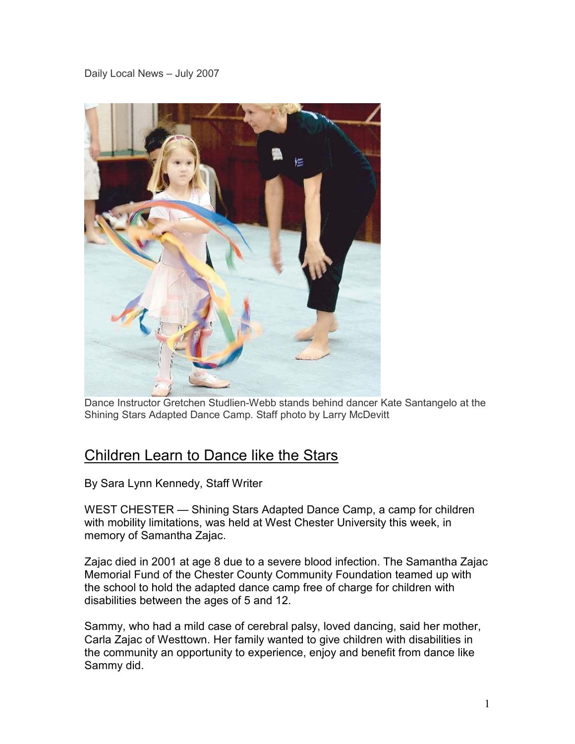Daily Local News – July 2007

Dance Instructor Gretchen Studlien-Webb stands behind dancer Kate Santangelo at the Shining Stars Adapted Dance Camp. Staff photo by Larry McDevitt

# Children Learn to Dance like the Stars

By Sara Lynn Kennedy, Staff Writer

WEST CHESTER — Shining Stars Adapted Dance Camp, a camp for children with mobility limitations, was held at West Chester University this week, in memory of Samantha Zajac.

Zajac died in 2001 at age 8 due to a severe blood infection. The Samantha Zajac Memorial Fund of the Chester County Community Foundation teamed up with the school to hold the adapted dance camp free of charge for children with disabilities between the ages of 5 and 12.

Sammy, who had a mild case of cerebral palsy, loved dancing, said her mother, Carla Zajac of Westtown. Her family wanted to give children with disabilities in the community an opportunity to experience, enjoy and benefit from dance like Sammy did.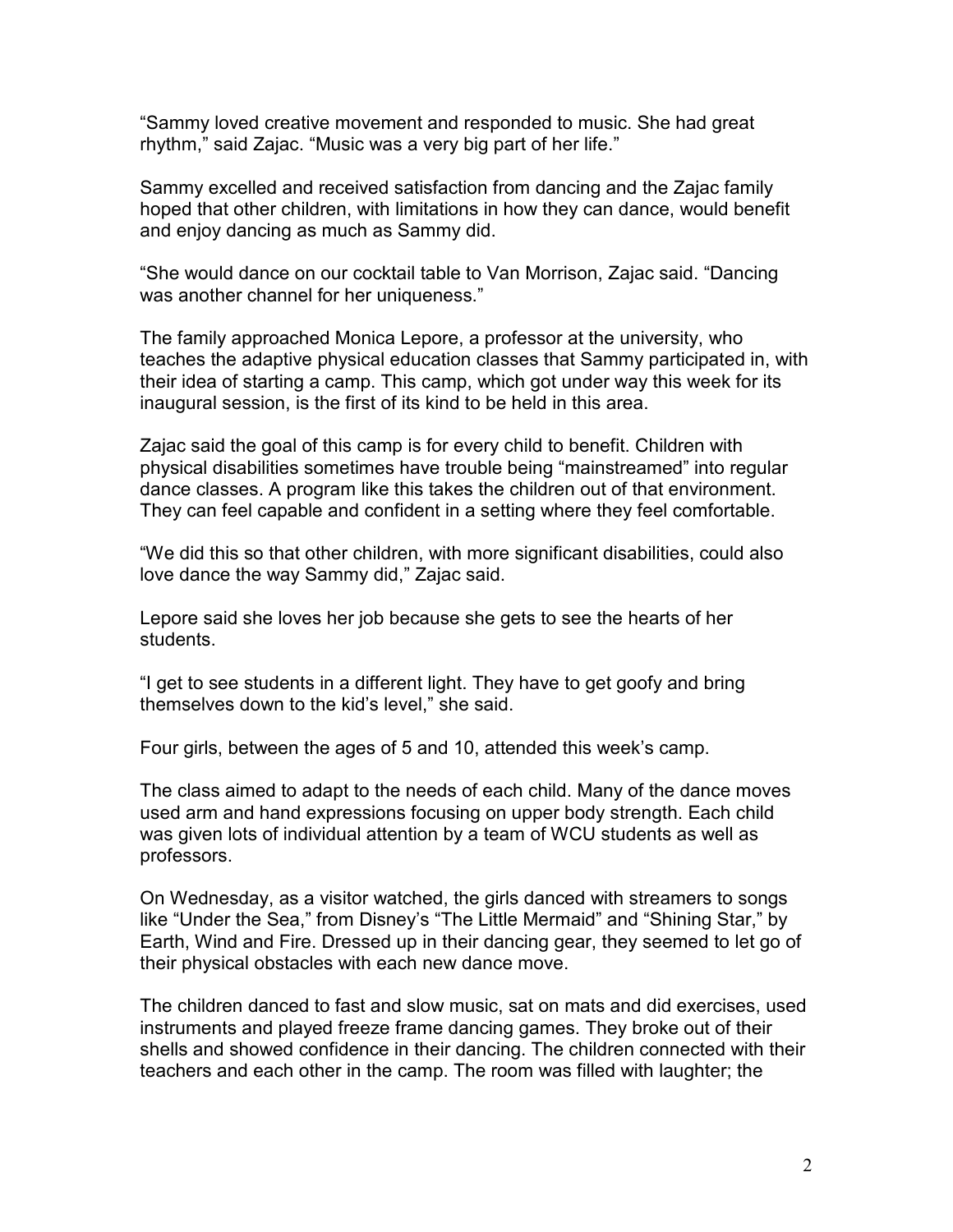"Sammy loved creative movement and responded to music. She had great rhythm," said Zajac. "Music was a very big part of her life."

Sammy excelled and received satisfaction from dancing and the Zajac family hoped that other children, with limitations in how they can dance, would benefit and enjoy dancing as much as Sammy did.

"She would dance on our cocktail table to Van Morrison, Zajac said. "Dancing was another channel for her uniqueness."

The family approached Monica Lepore, a professor at the university, who teaches the adaptive physical education classes that Sammy participated in, with their idea of starting a camp. This camp, which got under way this week for its inaugural session, is the first of its kind to be held in this area.

Zajac said the goal of this camp is for every child to benefit. Children with physical disabilities sometimes have trouble being "mainstreamed" into regular dance classes. A program like this takes the children out of that environment. They can feel capable and confident in a setting where they feel comfortable.

"We did this so that other children, with more significant disabilities, could also love dance the way Sammy did," Zajac said.

Lepore said she loves her job because she gets to see the hearts of her students.

"I get to see students in a different light. They have to get goofy and bring themselves down to the kid's level," she said.

Four girls, between the ages of 5 and 10, attended this week's camp.

The class aimed to adapt to the needs of each child. Many of the dance moves used arm and hand expressions focusing on upper body strength. Each child was given lots of individual attention by a team of WCU students as well as professors.

On Wednesday, as a visitor watched, the girls danced with streamers to songs like "Under the Sea," from Disney's "The Little Mermaid" and "Shining Star," by Earth, Wind and Fire. Dressed up in their dancing gear, they seemed to let go of their physical obstacles with each new dance move.

The children danced to fast and slow music, sat on mats and did exercises, used instruments and played freeze frame dancing games. They broke out of their shells and showed confidence in their dancing. The children connected with their teachers and each other in the camp. The room was filled with laughter; the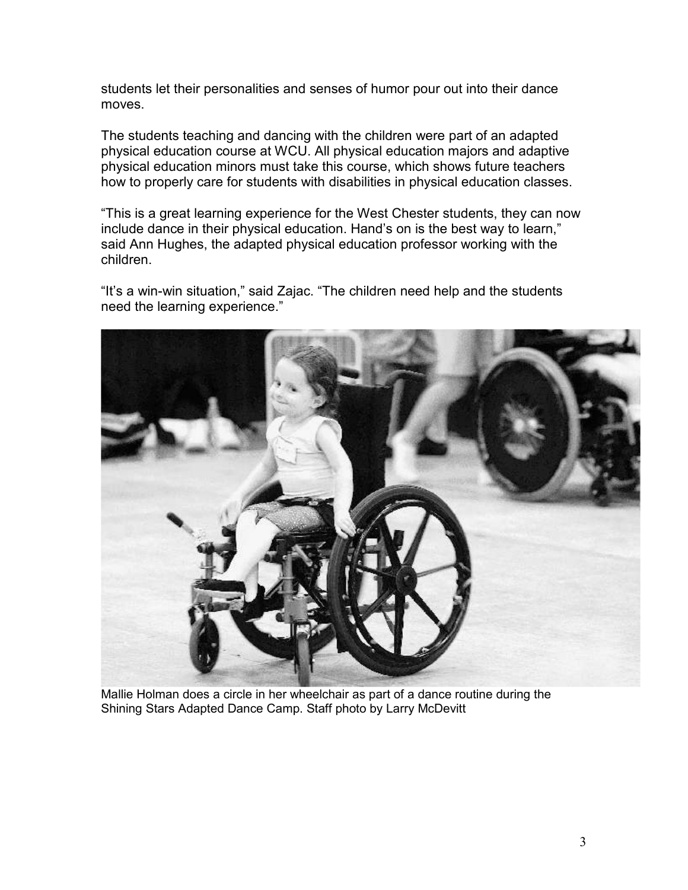students let their personalities and senses of humor pour out into their dance moves.

The students teaching and dancing with the children were part of an adapted physical education course at WCU. All physical education majors and adaptive physical education minors must take this course, which shows future teachers how to properly care for students with disabilities in physical education classes.

“This is a great learning experience for the West Chester students, they can now include dance in their physical education. Hand’s on is the best way to learn,” said Ann Hughes, the adapted physical education professor working with the children.

“It’s a win-win situation,” said Zajac. “The children need help and the students need the learning experience.”

Mallie Holman does a circle in her wheelchair as part of a dance routine during the Shining Stars Adapted Dance Camp. Staff photo by Larry McDevitt